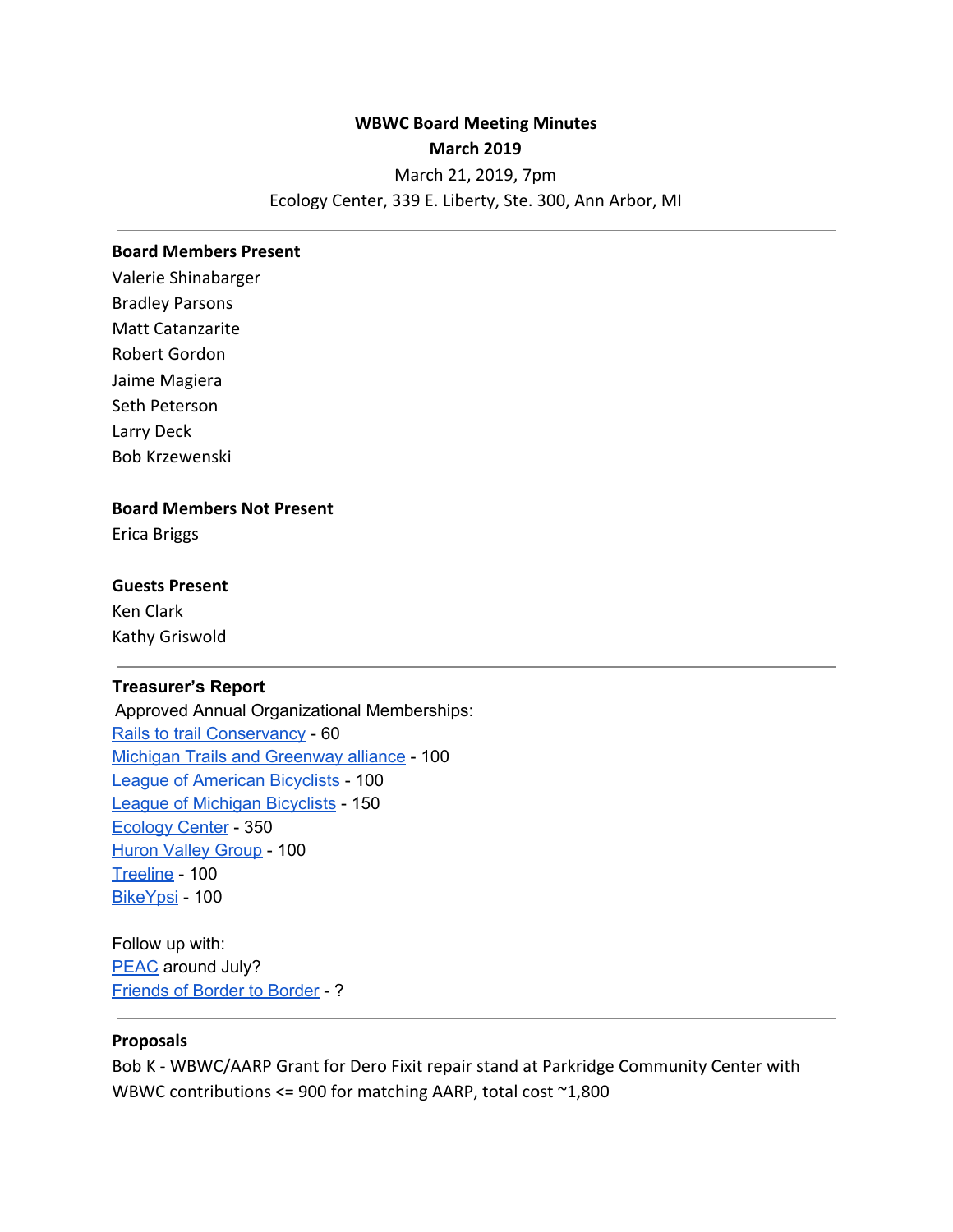**WBWC Board Meeting Minutes**
**March 2019**

March 21, 2019, 7pm
Ecology Center, 339 E. Liberty, Ste. 300, Ann Arbor, MI

---

**Board Members Present**

Valerie Shinabarger
Bradley Parsons
Matt Catanzarite
Robert Gordon
Jaime Magiera
Seth Peterson
Larry Deck
Bob Krzewenski

**Board Members Not Present**

Erica Briggs

**Guests Present**

Ken Clark
Kathy Griswold

---

**Treasurer's Report**

Approved Annual Organizational Memberships:
Rails to trail Conservancy - 60
Michigan Trails and Greenway alliance - 100
League of American Bicyclists - 100
League of Michigan Bicyclists - 150
Ecology Center - 350
Huron Valley Group - 100
Treeline - 100
BikeYpsi - 100

Follow up with:
PEAC around July?
Friends of Border to Border - ?

---

**Proposals**

Bob K - WBWC/AARP Grant for Dero Fixit repair stand at Parkridge Community Center with WBWC contributions <= 900 for matching AARP, total cost ~1,800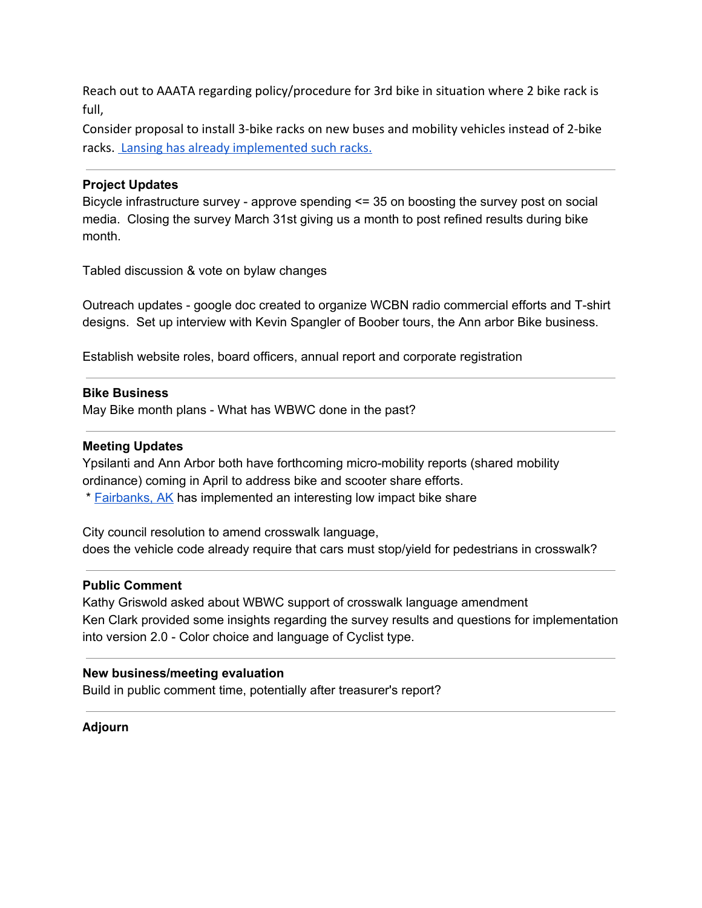Reach out to AAATA regarding policy/procedure for 3rd bike in situation where 2 bike rack is full,
Consider proposal to install 3-bike racks on new buses and mobility vehicles instead of 2-bike racks. [Lansing has already implemented such racks.]

---

**Project Updates**
Bicycle infrastructure survey - approve spending <= 35 on boosting the survey post on social media. Closing the survey March 31st giving us a month to post refined results during bike month.

Tabled discussion & vote on bylaw changes

Outreach updates - google doc created to organize WCBN radio commercial efforts and T-shirt designs. Set up interview with Kevin Spangler of Boober tours, the Ann arbor Bike business.

Establish website roles, board officers, annual report and corporate registration

---

**Bike Business**
May Bike month plans - What has WBWC done in the past?

---

**Meeting Updates**
Ypsilanti and Ann Arbor both have forthcoming micro-mobility reports (shared mobility ordinance) coming in April to address bike and scooter share efforts.
* [Fairbanks, AK] has implemented an interesting low impact bike share

City council resolution to amend crosswalk language,
does the vehicle code already require that cars must stop/yield for pedestrians in crosswalk?

---

**Public Comment**
Kathy Griswold asked about WBWC support of crosswalk language amendment
Ken Clark provided some insights regarding the survey results and questions for implementation into version 2.0 - Color choice and language of Cyclist type.

---

**New business/meeting evaluation**
Build in public comment time, potentially after treasurer's report?

---

**Adjourn**